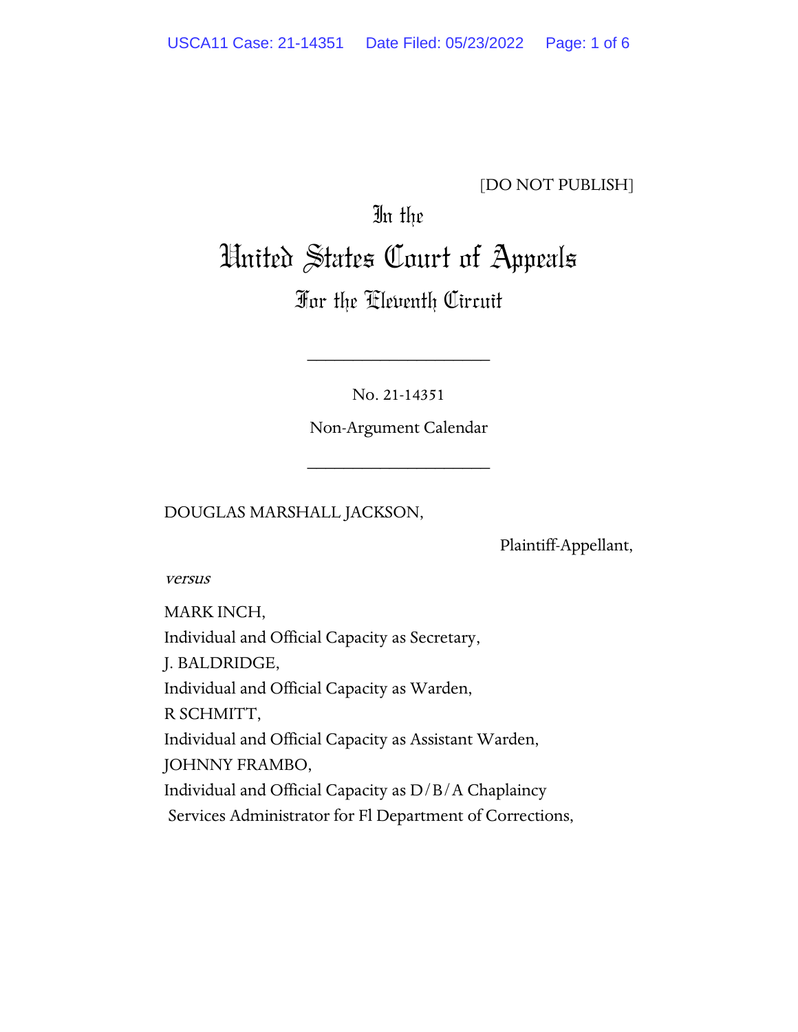[DO NOT PUBLISH]

In the

# United States Court of Appeals

For the Eleventh Circuit

____________________

No. 21-14351

Non-Argument Calendar

____________________

DOUGLAS MARSHALL JACKSON,

Plaintiff-Appellant,

*versus*

MARK INCH,
Individual and Official Capacity as Secretary,
J. BALDRIDGE,
Individual and Official Capacity as Warden,
R SCHMITT,
Individual and Official Capacity as Assistant Warden,
JOHNNY FRAMBO,
Individual and Official Capacity as D/B/A Chaplaincy
Services Administrator for Fl Department of Corrections,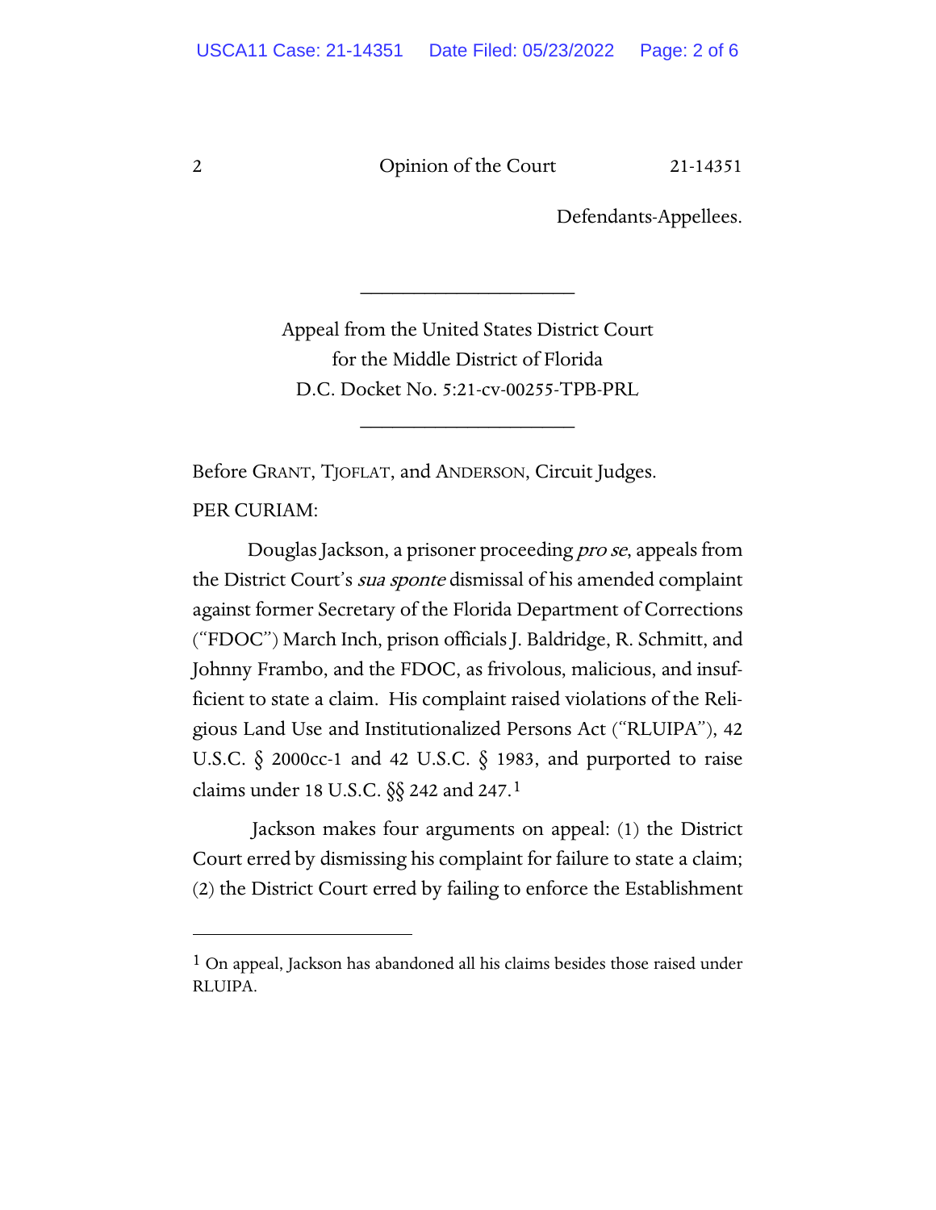Defendants-Appellees.

---

Appeal from the United States District Court
for the Middle District of Florida
D.C. Docket No. 5:21-cv-00255-TPB-PRL

---

Before GRANT, TJOFLAT, and ANDERSON, Circuit Judges.

PER CURIAM:

Douglas Jackson, a prisoner proceeding *pro se*, appeals from the District Court's *sua sponte* dismissal of his amended complaint against former Secretary of the Florida Department of Corrections ("FDOC") March Inch, prison officials J. Baldridge, R. Schmitt, and Johnny Frambo, and the FDOC, as frivolous, malicious, and insufficient to state a claim. His complaint raised violations of the Religious Land Use and Institutionalized Persons Act ("RLUIPA"), 42 U.S.C. § 2000cc-1 and 42 U.S.C. § 1983, and purported to raise claims under 18 U.S.C. §§ 242 and 247.[1]

Jackson makes four arguments on appeal: (1) the District Court erred by dismissing his complaint for failure to state a claim; (2) the District Court erred by failing to enforce the Establishment

---

[1] On appeal, Jackson has abandoned all his claims besides those raised under RLUIPA.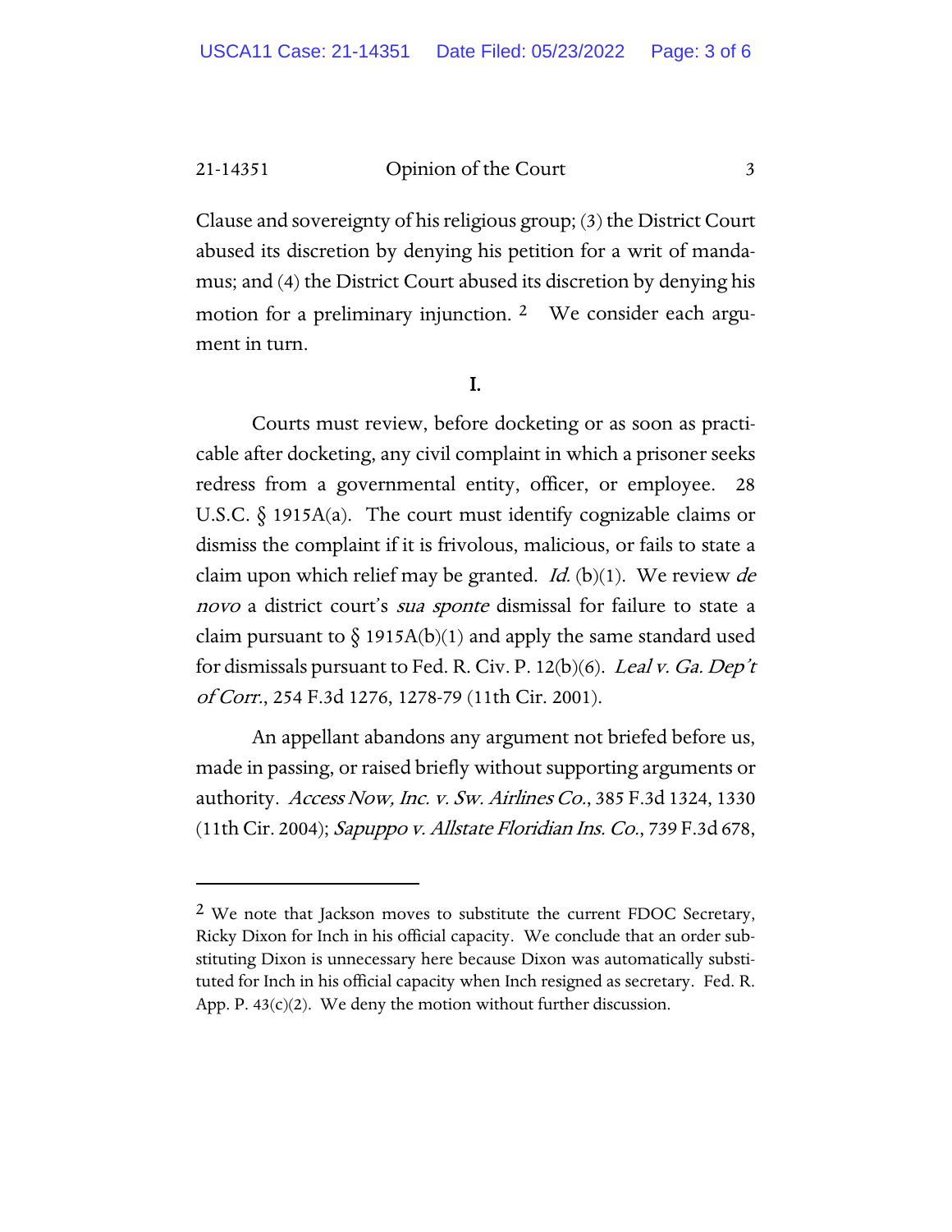Clause and sovereignty of his religious group; (3) the District Court abused its discretion by denying his petition for a writ of mandamus; and (4) the District Court abused its discretion by denying his motion for a preliminary injunction. [2] We consider each argument in turn.

## I.

Courts must review, before docketing or as soon as practicable after docketing, any civil complaint in which a prisoner seeks redress from a governmental entity, officer, or employee. 28 U.S.C. § 1915A(a). The court must identify cognizable claims or dismiss the complaint if it is frivolous, malicious, or fails to state a claim upon which relief may be granted. *Id.* (b)(1). We review *de novo* a district court's *sua sponte* dismissal for failure to state a claim pursuant to § 1915A(b)(1) and apply the same standard used for dismissals pursuant to Fed. R. Civ. P. 12(b)(6). *Leal v. Ga. Dep't of Corr.*, 254 F.3d 1276, 1278-79 (11th Cir. 2001).

An appellant abandons any argument not briefed before us, made in passing, or raised briefly without supporting arguments or authority. *Access Now, Inc. v. Sw. Airlines Co.*, 385 F.3d 1324, 1330 (11th Cir. 2004); *Sapuppo v. Allstate Floridian Ins. Co.*, 739 F.3d 678,

---

[2] We note that Jackson moves to substitute the current FDOC Secretary, Ricky Dixon for Inch in his official capacity. We conclude that an order substituting Dixon is unnecessary here because Dixon was automatically substituted for Inch in his official capacity when Inch resigned as secretary. Fed. R. App. P. 43(c)(2). We deny the motion without further discussion.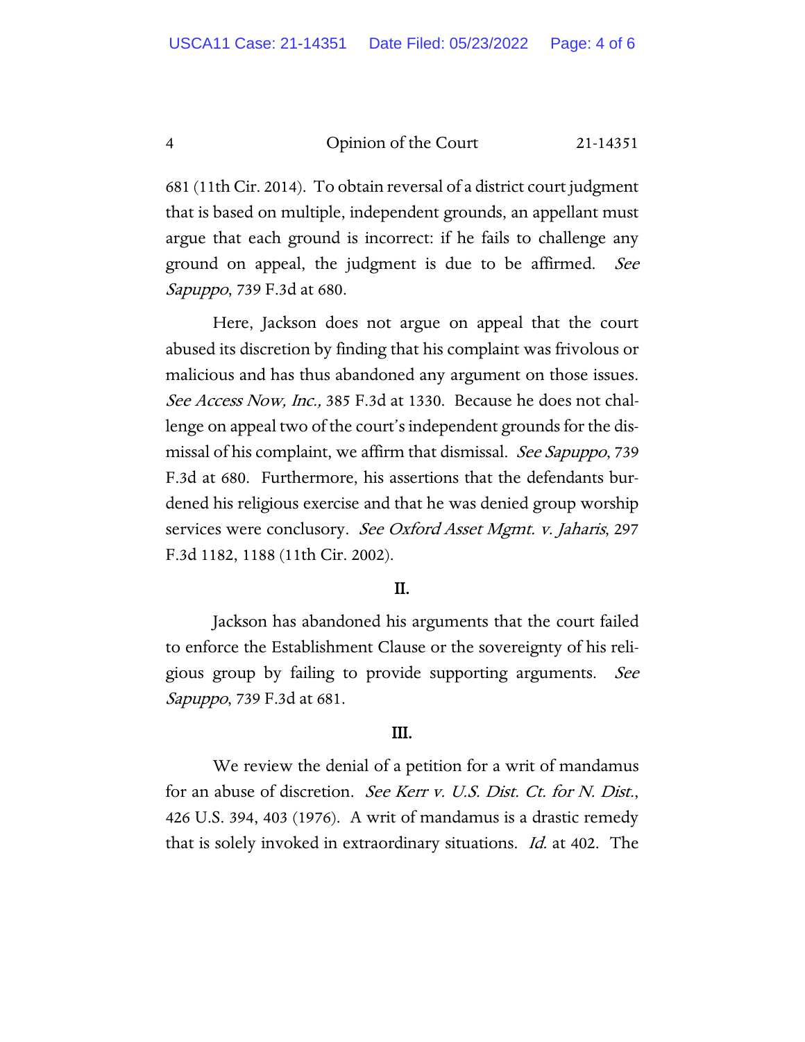681 (11th Cir. 2014). To obtain reversal of a district court judgment that is based on multiple, independent grounds, an appellant must argue that each ground is incorrect: if he fails to challenge any ground on appeal, the judgment is due to be affirmed. *See Sapuppo*, 739 F.3d at 680.

Here, Jackson does not argue on appeal that the court abused its discretion by finding that his complaint was frivolous or malicious and has thus abandoned any argument on those issues. *See Access Now, Inc.*, 385 F.3d at 1330. Because he does not challenge on appeal two of the court's independent grounds for the dismissal of his complaint, we affirm that dismissal. *See Sapuppo*, 739 F.3d at 680. Furthermore, his assertions that the defendants burdened his religious exercise and that he was denied group worship services were conclusory. *See Oxford Asset Mgmt. v. Jaharis*, 297 F.3d 1182, 1188 (11th Cir. 2002).

## II.

Jackson has abandoned his arguments that the court failed to enforce the Establishment Clause or the sovereignty of his religious group by failing to provide supporting arguments. *See Sapuppo*, 739 F.3d at 681.

## III.

We review the denial of a petition for a writ of mandamus for an abuse of discretion. *See Kerr v. U.S. Dist. Ct. for N. Dist.*, 426 U.S. 394, 403 (1976). A writ of mandamus is a drastic remedy that is solely invoked in extraordinary situations. *Id.* at 402. The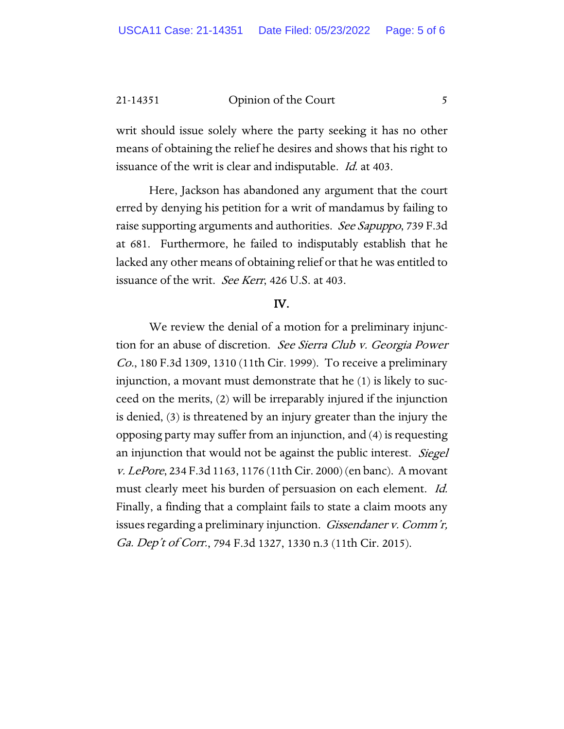writ should issue solely where the party seeking it has no other means of obtaining the relief he desires and shows that his right to issuance of the writ is clear and indisputable. *Id.* at 403.

Here, Jackson has abandoned any argument that the court erred by denying his petition for a writ of mandamus by failing to raise supporting arguments and authorities. *See Sapuppo*, 739 F.3d at 681. Furthermore, he failed to indisputably establish that he lacked any other means of obtaining relief or that he was entitled to issuance of the writ. *See Kerr*, 426 U.S. at 403.

## IV.

We review the denial of a motion for a preliminary injunction for an abuse of discretion. *See Sierra Club v. Georgia Power Co.*, 180 F.3d 1309, 1310 (11th Cir. 1999). To receive a preliminary injunction, a movant must demonstrate that he (1) is likely to succeed on the merits, (2) will be irreparably injured if the injunction is denied, (3) is threatened by an injury greater than the injury the opposing party may suffer from an injunction, and (4) is requesting an injunction that would not be against the public interest. *Siegel v. LePore*, 234 F.3d 1163, 1176 (11th Cir. 2000) (en banc). A movant must clearly meet his burden of persuasion on each element. *Id.* Finally, a finding that a complaint fails to state a claim moots any issues regarding a preliminary injunction. *Gissendaner v. Comm'r, Ga. Dep't of Corr.*, 794 F.3d 1327, 1330 n.3 (11th Cir. 2015).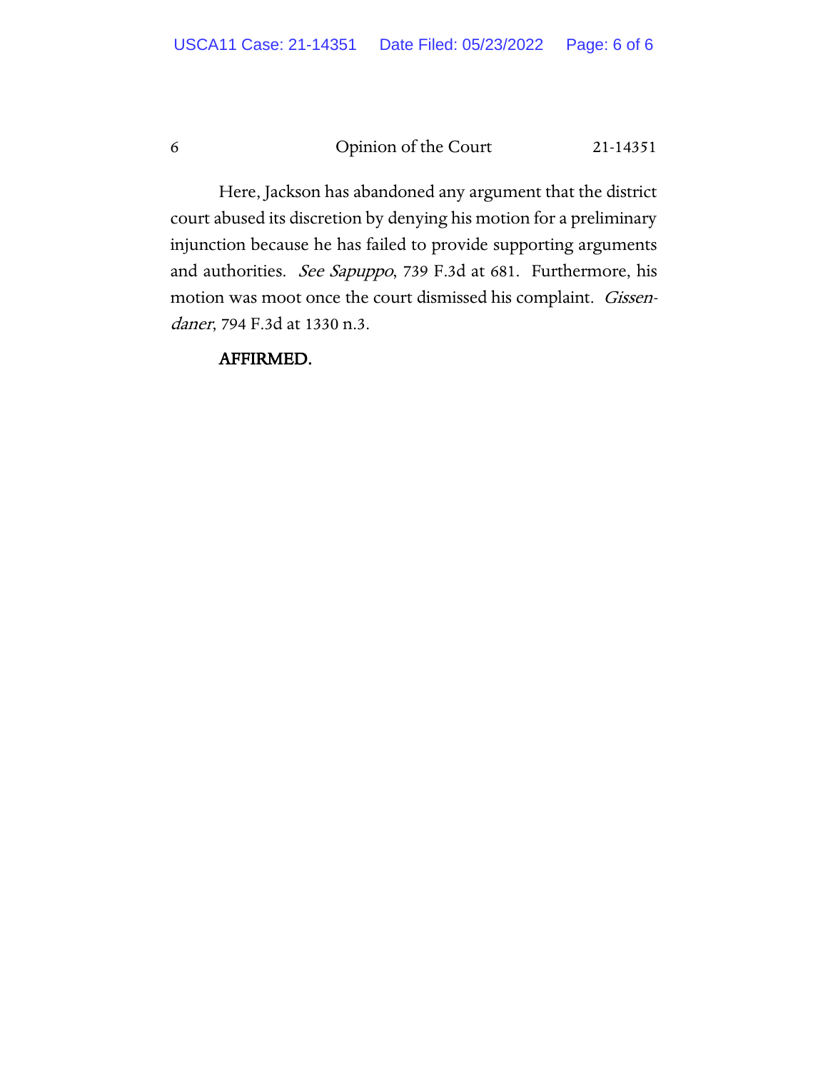Here, Jackson has abandoned any argument that the district court abused its discretion by denying his motion for a preliminary injunction because he has failed to provide supporting arguments and authorities. *See Sapuppo*, 739 F.3d at 681. Furthermore, his motion was moot once the court dismissed his complaint. *Gissendaner*, 794 F.3d at 1330 n.3.

**AFFIRMED.**